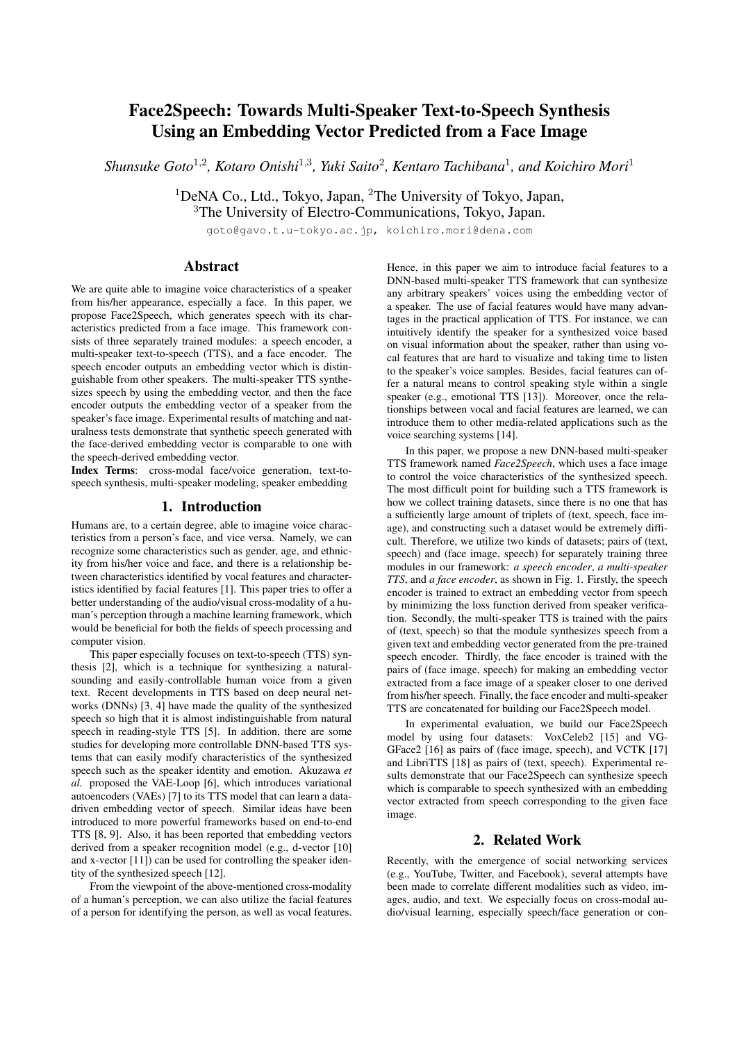# Face2Speech: Towards Multi-Speaker Text-to-Speech Synthesis Using an Embedding Vector Predicted from a Face Image

*Shunsuke Goto*[1,2], *Kotaro Onishi*[1,3], *Yuki Saito*[2], *Kentaro Tachibana*[1], *and Koichiro Mori*[1]

[1]DeNA Co., Ltd., Tokyo, Japan, [2]The University of Tokyo, Japan,
[3]The University of Electro-Communications, Tokyo, Japan.

goto@gavo.t.u-tokyo.ac.jp, koichiro.mori@dena.com

## Abstract

We are quite able to imagine voice characteristics of a speaker from his/her appearance, especially a face. In this paper, we propose Face2Speech, which generates speech with its characteristics predicted from a face image. This framework consists of three separately trained modules: a speech encoder, a multi-speaker text-to-speech (TTS), and a face encoder. The speech encoder outputs an embedding vector which is distinguishable from other speakers. The multi-speaker TTS synthesizes speech by using the embedding vector, and then the face encoder outputs the embedding vector of a speaker from the speaker's face image. Experimental results of matching and naturalness tests demonstrate that synthetic speech generated with the face-derived embedding vector is comparable to one with the speech-derived embedding vector.

**Index Terms**: cross-modal face/voice generation, text-to-speech synthesis, multi-speaker modeling, speaker embedding

## 1. Introduction

Humans are, to a certain degree, able to imagine voice characteristics from a person's face, and vice versa. Namely, we can recognize some characteristics such as gender, age, and ethnicity from his/her voice and face, and there is a relationship between characteristics identified by vocal features and characteristics identified by facial features [1]. This paper tries to offer a better understanding of the audio/visual cross-modality of a human's perception through a machine learning framework, which would be beneficial for both the fields of speech processing and computer vision.

This paper especially focuses on text-to-speech (TTS) synthesis [2], which is a technique for synthesizing a natural-sounding and easily-controllable human voice from a given text. Recent developments in TTS based on deep neural networks (DNNs) [3, 4] have made the quality of the synthesized speech so high that it is almost indistinguishable from natural speech in reading-style TTS [5]. In addition, there are some studies for developing more controllable DNN-based TTS systems that can easily modify characteristics of the synthesized speech such as the speaker identity and emotion. Akuzawa *et al.* proposed the VAE-Loop [6], which introduces variational autoencoders (VAEs) [7] to its TTS model that can learn a data-driven embedding vector of speech. Similar ideas have been introduced to more powerful frameworks based on end-to-end TTS [8, 9]. Also, it has been reported that embedding vectors derived from a speaker recognition model (e.g., d-vector [10] and x-vector [11]) can be used for controlling the speaker identity of the synthesized speech [12].

From the viewpoint of the above-mentioned cross-modality of a human's perception, we can also utilize the facial features of a person for identifying the person, as well as vocal features. Hence, in this paper we aim to introduce facial features to a DNN-based multi-speaker TTS framework that can synthesize any arbitrary speakers' voices using the embedding vector of a speaker. The use of facial features would have many advantages in the practical application of TTS. For instance, we can intuitively identify the speaker for a synthesized voice based on visual information about the speaker, rather than using vocal features that are hard to visualize and taking time to listen to the speaker's voice samples. Besides, facial features can offer a natural means to control speaking style within a single speaker (e.g., emotional TTS [13]). Moreover, once the relationships between vocal and facial features are learned, we can introduce them to other media-related applications such as the voice searching systems [14].

In this paper, we propose a new DNN-based multi-speaker TTS framework named *Face2Speech*, which uses a face image to control the voice characteristics of the synthesized speech. The most difficult point for building such a TTS framework is how we collect training datasets, since there is no one that has a sufficiently large amount of triplets of (text, speech, face image), and constructing such a dataset would be extremely difficult. Therefore, we utilize two kinds of datasets; pairs of (text, speech) and (face image, speech) for separately training three modules in our framework: *a speech encoder*, *a multi-speaker TTS*, and *a face encoder*, as shown in Fig. 1. Firstly, the speech encoder is trained to extract an embedding vector from speech by minimizing the loss function derived from speaker verification. Secondly, the multi-speaker TTS is trained with the pairs of (text, speech) so that the module synthesizes speech from a given text and embedding vector generated from the pre-trained speech encoder. Thirdly, the face encoder is trained with the pairs of (face image, speech) for making an embedding vector extracted from a face image of a speaker closer to one derived from his/her speech. Finally, the face encoder and multi-speaker TTS are concatenated for building our Face2Speech model.

In experimental evaluation, we build our Face2Speech model by using four datasets: VoxCeleb2 [15] and VGGFace2 [16] as pairs of (face image, speech), and VCTK [17] and LibriTTS [18] as pairs of (text, speech). Experimental results demonstrate that our Face2Speech can synthesize speech which is comparable to speech synthesized with an embedding vector extracted from speech corresponding to the given face image.

## 2. Related Work

Recently, with the emergence of social networking services (e.g., YouTube, Twitter, and Facebook), several attempts have been made to correlate different modalities such as video, images, audio, and text. We especially focus on cross-modal audio/visual learning, especially speech/face generation or con-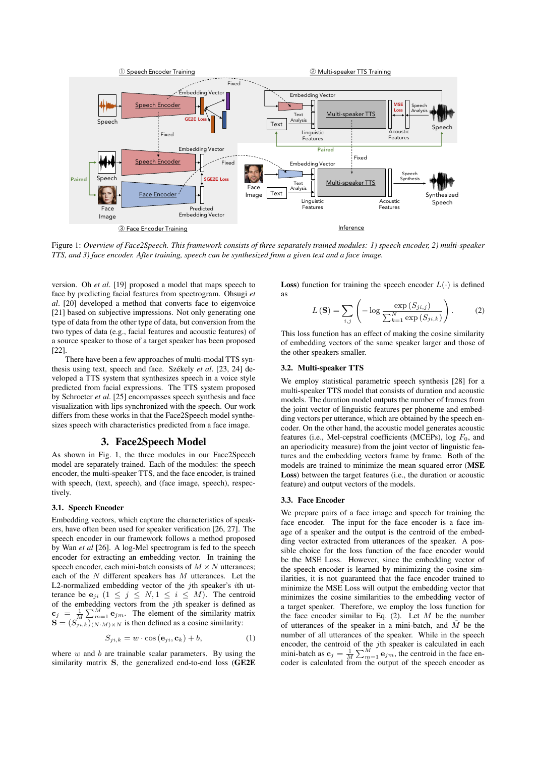Figure 1: *Overview of Face2Speech. This framework consists of three separately trained modules: 1) speech encoder, 2) multi-speaker TTS, and 3) face encoder. After training, speech can be synthesized from a given text and a face image.*

version. Oh *et al*. [19] proposed a model that maps speech to face by predicting facial features from spectrogram. Ohsugi *et al*. [20] developed a method that converts face to eigenvoice [21] based on subjective impressions. Not only generating one type of data from the other type of data, but conversion from the two types of data (e.g., facial features and acoustic features) of a source speaker to those of a target speaker has been proposed [22].

There have been a few approaches of multi-modal TTS synthesis using text, speech and face. Székely *et al*. [23, 24] developed a TTS system that synthesizes speech in a voice style predicted from facial expressions. The TTS system proposed by Schroeter *et al*. [25] encompasses speech synthesis and face visualization with lips synchronized with the speech. Our work differs from these works in that the Face2Speech model synthesizes speech with characteristics predicted from a face image.

## 3. Face2Speech Model

As shown in Fig. 1, the three modules in our Face2Speech model are separately trained. Each of the modules: the speech encoder, the multi-speaker TTS, and the face encoder, is trained with speech, (text, speech), and (face image, speech), respectively.

### 3.1. Speech Encoder

Embedding vectors, which capture the characteristics of speakers, have often been used for speaker verification [26, 27]. The speech encoder in our framework follows a method proposed by Wan *et al* [26]. A log-Mel spectrogram is fed to the speech encoder for extracting an embedding vector. In training the speech encoder, each mini-batch consists of $M \times N$ utterances; each of the $N$ different speakers has $M$ utterances. Let the L2-normalized embedding vector of the $j$th speaker's $i$th utterance be $\mathbf{e}_{ji}$ $(1 \leq j \leq N, 1 \leq i \leq M)$. The centroid of the embedding vectors from the $j$th speaker is defined as $\mathbf{c}_j = \frac{1}{M}\sum_{m=1}^{M}\mathbf{e}_{jm}$. The element of the similarity matrix $\mathbf{S} = (S_{ji,k})_{(N \cdot M)\times N}$ is then defined as a cosine similarity:

$$S_{ji,k} = w \cdot \cos\left(\mathbf{e}_{ji}, \mathbf{c}_k\right) + b, \tag{1}$$

where $w$ and $b$ are trainable scalar parameters. By using the similarity matrix $\mathbf{S}$, the generalized end-to-end loss (**GE2E Loss**) function for training the speech encoder $L(\cdot)$ is defined as

$$L\left(\mathbf{S}\right) = \sum_{i,j}\left(-\log\frac{\exp\left(S_{ji,j}\right)}{\sum_{k=1}^{N}\exp\left(S_{ji,k}\right)}\right). \tag{2}$$

This loss function has an effect of making the cosine similarity of embedding vectors of the same speaker larger and those of the other speakers smaller.

### 3.2. Multi-speaker TTS

We employ statistical parametric speech synthesis [28] for a multi-speaker TTS model that consists of duration and acoustic models. The duration model outputs the number of frames from the joint vector of linguistic features per phoneme and embedding vectors per utterance, which are obtained by the speech encoder. On the other hand, the acoustic model generates acoustic features (i.e., Mel-cepstral coefficients (MCEPs), log $F_0$, and an aperiodicity measure) from the joint vector of linguistic features and the embedding vectors frame by frame. Both of the models are trained to minimize the mean squared error (**MSE Loss**) between the target features (i.e., the duration or acoustic feature) and output vectors of the models.

### 3.3. Face Encoder

We prepare pairs of a face image and speech for training the face encoder. The input for the face encoder is a face image of a speaker and the output is the centroid of the embedding vector extracted from utterances of the speaker. A possible choice for the loss function of the face encoder would be the MSE Loss. However, since the embedding vector of the speech encoder is learned by minimizing the cosine similarities, it is not guaranteed that the face encoder trained to minimize the MSE Loss will output the embedding vector that minimizes the cosine similarities to the embedding vector of a target speaker. Therefore, we employ the loss function for the face encoder similar to Eq. (2). Let $M$ be the number of utterances of the speaker in a mini-batch, and $\tilde{M}$ be the number of all utterances of the speaker. While in the speech encoder, the centroid of the $j$th speaker is calculated in each mini-batch as $\mathbf{c}_j = \frac{1}{M}\sum_{m=1}^{M}\mathbf{e}_{jm}$, the centroid in the face encoder is calculated from the output of the speech encoder as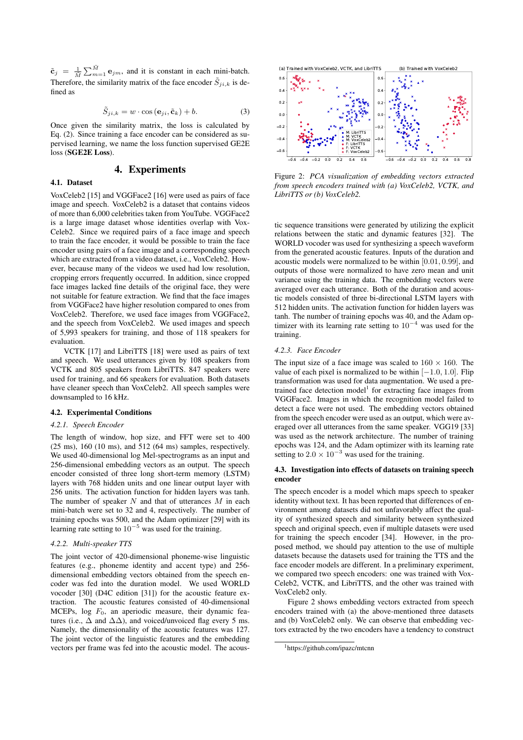$\tilde{\mathbf{c}}_j = \frac{1}{M}\sum_{m=1}^{M} \mathbf{e}_{jm}$, and it is constant in each mini-batch. Therefore, the similarity matrix of the face encoder $\tilde{S}_{ji,k}$ is defined as

$$\tilde{S}_{ji,k} = w \cdot \cos(\mathbf{e}_{ji}, \tilde{\mathbf{c}}_k) + b. \tag{3}$$

Once given the similarity matrix, the loss is calculated by Eq. (2). Since training a face encoder can be considered as supervised learning, we name the loss function supervised GE2E loss (**SGE2E Loss**).

# 4. Experiments

## 4.1. Dataset

VoxCeleb2 [15] and VGGFace2 [16] were used as pairs of face image and speech. VoxCeleb2 is a dataset that contains videos of more than 6,000 celebrities taken from YouTube. VGGFace2 is a large image dataset whose identities overlap with VoxCeleb2. Since we required pairs of a face image and speech to train the face encoder, it would be possible to train the face encoder using pairs of a face image and a corresponding speech which are extracted from a video dataset, i.e., VoxCeleb2. However, because many of the videos we used had low resolution, cropping errors frequently occurred. In addition, since cropped face images lacked fine details of the original face, they were not suitable for feature extraction. We find that the face images from VGGFace2 have higher resolution compared to ones from VoxCeleb2. Therefore, we used face images from VGGFace2, and the speech from VoxCeleb2. We used images and speech of 5,993 speakers for training, and those of 118 speakers for evaluation.

VCTK [17] and LibriTTS [18] were used as pairs of text and speech. We used utterances given by 108 speakers from VCTK and 805 speakers from LibriTTS. 847 speakers were used for training, and 66 speakers for evaluation. Both datasets have cleaner speech than VoxCeleb2. All speech samples were downsampled to 16 kHz.

## 4.2. Experimental Conditions

### 4.2.1. Speech Encoder

The length of window, hop size, and FFT were set to 400 (25 ms), 160 (10 ms), and 512 (64 ms) samples, respectively. We used 40-dimensional log Mel-spectrograms as an input and 256-dimensional embedding vectors as an output. The speech encoder consisted of three long short-term memory (LSTM) layers with 768 hidden units and one linear output layer with 256 units. The activation function for hidden layers was tanh. The number of speaker $N$ and that of utterances $M$ in each mini-batch were set to 32 and 4, respectively. The number of training epochs was 500, and the Adam optimizer [29] with its learning rate setting to $10^{-5}$ was used for the training.

### 4.2.2. Multi-speaker TTS

The joint vector of 420-dimensional phoneme-wise linguistic features (e.g., phoneme identity and accent type) and 256-dimensional embedding vectors obtained from the speech encoder was fed into the duration model. We used WORLD vocoder [30] (D4C edition [31]) for the acoustic feature extraction. The acoustic features consisted of 40-dimensional MCEPs, log $F_0$, an aperiodic measure, their dynamic features (i.e., $\Delta$ and $\Delta\Delta$), and voiced/unvoiced flag every 5 ms. Namely, the dimensionality of the acoustic features was 127. The joint vector of the linguistic features and the embedding vectors per frame was fed into the acoustic model. The acoustic sequence transitions were generated by utilizing the explicit relations between the static and dynamic features [32]. The WORLD vocoder was used for synthesizing a speech waveform from the generated acoustic features. Inputs of the duration and acoustic models were normalized to be within $[0.01, 0.99]$, and outputs of those were normalized to have zero mean and unit variance using the training data. The embedding vectors were averaged over each utterance. Both of the duration and acoustic models consisted of three bi-directional LSTM layers with 512 hidden units. The activation function for hidden layers was tanh. The number of training epochs was 40, and the Adam optimizer with its learning rate setting to $10^{-4}$ was used for the training.

### 4.2.3. Face Encoder

The input size of a face image was scaled to $160 \times 160$. The value of each pixel is normalized to be within $[-1.0, 1.0]$. Flip transformation was used for data augmentation. We used a pre-trained face detection model[1] for extracting face images from VGGFace2. Images in which the recognition model failed to detect a face were not used. The embedding vectors obtained from the speech encoder were used as an output, which were averaged over all utterances from the same speaker. VGG19 [33] was used as the network architecture. The number of training epochs was 124, and the Adam optimizer with its learning rate setting to $2.0 \times 10^{-3}$ was used for the training.

## 4.3. Investigation into effects of datasets on training speech encoder

Figure 2: *PCA visualization of embedding vectors extracted from speech encoders trained with (a) VoxCeleb2, VCTK, and LibriTTS or (b) VoxCeleb2.*

The speech encoder is a model which maps speech to speaker identity without text. It has been reported that differences of environment among datasets did not unfavorably affect the quality of synthesized speech and similarity between synthesized speech and original speech, even if multiple datasets were used for training the speech encoder [34]. However, in the proposed method, we should pay attention to the use of multiple datasets because the datasets used for training the TTS and the face encoder models are different. In a preliminary experiment, we compared two speech encoders: one was trained with VoxCeleb2, VCTK, and LibriTTS, and the other was trained with VoxCeleb2 only.

Figure 2 shows embedding vectors extracted from speech encoders trained with (a) the above-mentioned three datasets and (b) VoxCeleb2 only. We can observe that embedding vectors extracted by the two encoders have a tendency to construct

[1] https://github.com/ipazc/mtcnn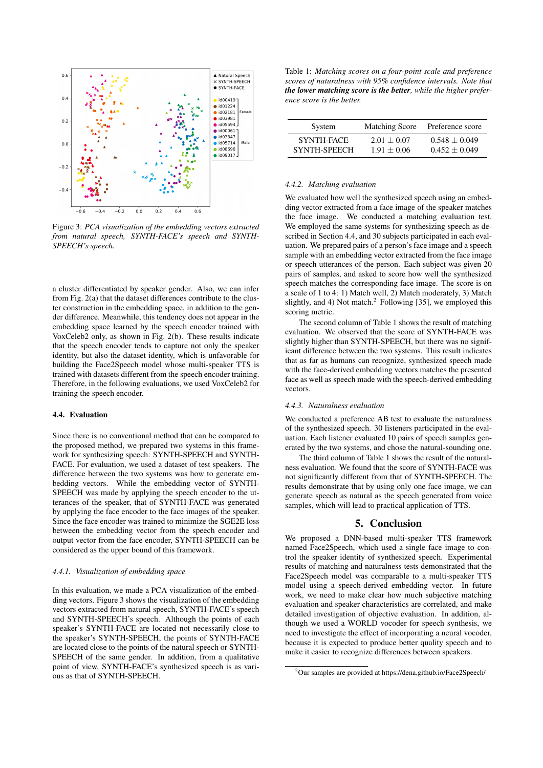Figure 3: *PCA visualization of the embedding vectors extracted from natural speech, SYNTH-FACE's speech and SYNTH-SPEECH's speech.*

a cluster differentiated by speaker gender. Also, we can infer from Fig. 2(a) that the dataset differences contribute to the cluster construction in the embedding space, in addition to the gender difference. Meanwhile, this tendency does not appear in the embedding space learned by the speech encoder trained with VoxCeleb2 only, as shown in Fig. 2(b). These results indicate that the speech encoder tends to capture not only the speaker identity, but also the dataset identity, which is unfavorable for building the Face2Speech model whose multi-speaker TTS is trained with datasets different from the speech encoder training. Therefore, in the following evaluations, we used VoxCeleb2 for training the speech encoder.

### 4.4. Evaluation

Since there is no conventional method that can be compared to the proposed method, we prepared two systems in this framework for synthesizing speech: SYNTH-SPEECH and SYNTH-FACE. For evaluation, we used a dataset of test speakers. The difference between the two systems was how to generate embedding vectors. While the embedding vector of SYNTH-SPEECH was made by applying the speech encoder to the utterances of the speaker, that of SYNTH-FACE was generated by applying the face encoder to the face images of the speaker. Since the face encoder was trained to minimize the SGE2E loss between the embedding vector from the speech encoder and output vector from the face encoder, SYNTH-SPEECH can be considered as the upper bound of this framework.

#### 4.4.1. Visualization of embedding space

In this evaluation, we made a PCA visualization of the embedding vectors. Figure 3 shows the visualization of the embedding vectors extracted from natural speech, SYNTH-FACE's speech and SYNTH-SPEECH's speech. Although the points of each speaker's SYNTH-FACE are located not necessarily close to the speaker's SYNTH-SPEECH, the points of SYNTH-FACE are located close to the points of the natural speech or SYNTH-SPEECH of the same gender. In addition, from a qualitative point of view, SYNTH-FACE's synthesized speech is as various as that of SYNTH-SPEECH.

Table 1: *Matching scores on a four-point scale and preference scores of naturalness with 95% confidence intervals. Note that **the lower matching score is the better**, while the higher preference score is the better.*

| System | Matching Score | Preference score |
|---|---|---|
| SYNTH-FACE | $2.01 \pm 0.07$ | $0.548 \pm 0.049$ |
| SYNTH-SPEECH | $1.91 \pm 0.06$ | $0.452 \pm 0.049$ |

#### 4.4.2. Matching evaluation

We evaluated how well the synthesized speech using an embedding vector extracted from a face image of the speaker matches the face image. We conducted a matching evaluation test. We employed the same systems for synthesizing speech as described in Section 4.4, and 30 subjects participated in each evaluation. We prepared pairs of a person's face image and a speech sample with an embedding vector extracted from the face image or speech utterances of the person. Each subject was given 20 pairs of samples, and asked to score how well the synthesized speech matches the corresponding face image. The score is on a scale of 1 to 4: 1) Match well, 2) Match moderately, 3) Match slightly, and 4) Not match.[2] Following [35], we employed this scoring metric.

The second column of Table 1 shows the result of matching evaluation. We observed that the score of SYNTH-FACE was slightly higher than SYNTH-SPEECH, but there was no significant difference between the two systems. This result indicates that as far as humans can recognize, synthesized speech made with the face-derived embedding vectors matches the presented face as well as speech made with the speech-derived embedding vectors.

#### 4.4.3. Naturalness evaluation

We conducted a preference AB test to evaluate the naturalness of the synthesized speech. 30 listeners participated in the evaluation. Each listener evaluated 10 pairs of speech samples generated by the two systems, and chose the natural-sounding one.

The third column of Table 1 shows the result of the naturalness evaluation. We found that the score of SYNTH-FACE was not significantly different from that of SYNTH-SPEECH. The results demonstrate that by using only one face image, we can generate speech as natural as the speech generated from voice samples, which will lead to practical application of TTS.

## 5. Conclusion

We proposed a DNN-based multi-speaker TTS framework named Face2Speech, which used a single face image to control the speaker identity of synthesized speech. Experimental results of matching and naturalness tests demonstrated that the Face2Speech model was comparable to a multi-speaker TTS model using a speech-derived embedding vector. In future work, we need to make clear how much subjective matching evaluation and speaker characteristics are correlated, and make detailed investigation of objective evaluation. In addition, although we used a WORLD vocoder for speech synthesis, we need to investigate the effect of incorporating a neural vocoder, because it is expected to produce better quality speech and to make it easier to recognize differences between speakers.

[2] Our samples are provided at https://dena.github.io/Face2Speech/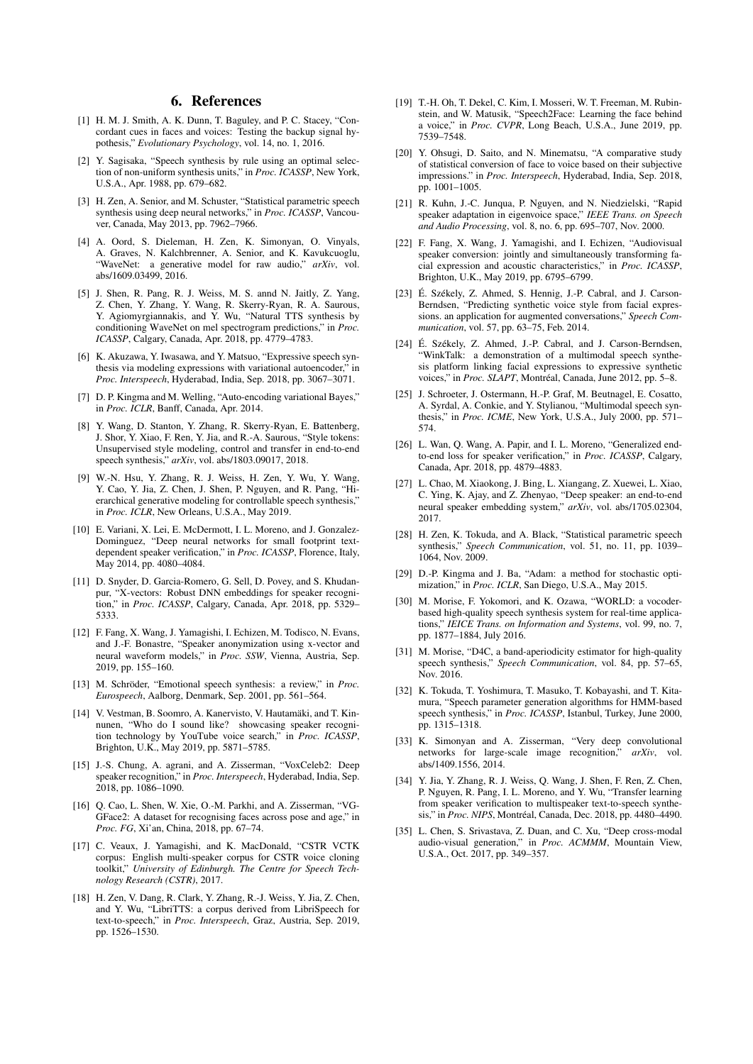## 6. References

[1] H. M. J. Smith, A. K. Dunn, T. Baguley, and P. C. Stacey, "Concordant cues in faces and voices: Testing the backup signal hypothesis," *Evolutionary Psychology*, vol. 14, no. 1, 2016.

[2] Y. Sagisaka, "Speech synthesis by rule using an optimal selection of non-uniform synthesis units," in *Proc. ICASSP*, New York, U.S.A., Apr. 1988, pp. 679–682.

[3] H. Zen, A. Senior, and M. Schuster, "Statistical parametric speech synthesis using deep neural networks," in *Proc. ICASSP*, Vancouver, Canada, May 2013, pp. 7962–7966.

[4] A. Oord, S. Dieleman, H. Zen, K. Simonyan, O. Vinyals, A. Graves, N. Kalchbrenner, A. Senior, and K. Kavukcuoglu, "WaveNet: a generative model for raw audio," *arXiv*, vol. abs/1609.03499, 2016.

[5] J. Shen, R. Pang, R. J. Weiss, M. S. annd N. Jaitly, Z. Yang, Z. Chen, Y. Zhang, Y. Wang, R. Skerry-Ryan, R. A. Saurous, Y. Agiomyrgiannakis, and Y. Wu, "Natural TTS synthesis by conditioning WaveNet on mel spectrogram predictions," in *Proc. ICASSP*, Calgary, Canada, Apr. 2018, pp. 4779–4783.

[6] K. Akuzawa, Y. Iwasawa, and Y. Matsuo, "Expressive speech synthesis via modeling expressions with variational autoencoder," in *Proc. Interspeech*, Hyderabad, India, Sep. 2018, pp. 3067–3071.

[7] D. P. Kingma and M. Welling, "Auto-encoding variational Bayes," in *Proc. ICLR*, Banff, Canada, Apr. 2014.

[8] Y. Wang, D. Stanton, Y. Zhang, R. Skerry-Ryan, E. Battenberg, J. Shor, Y. Xiao, F. Ren, Y. Jia, and R.-A. Saurous, "Style tokens: Unsupervised style modeling, control and transfer in end-to-end speech synthesis," *arXiv*, vol. abs/1803.09017, 2018.

[9] W.-N. Hsu, Y. Zhang, R. J. Weiss, H. Zen, Y. Wu, Y. Wang, Y. Cao, Y. Jia, Z. Chen, J. Shen, P. Nguyen, and R. Pang, "Hierarchical generative modeling for controllable speech synthesis," in *Proc. ICLR*, New Orleans, U.S.A., May 2019.

[10] E. Variani, X. Lei, E. McDermott, I. L. Moreno, and J. Gonzalez-Dominguez, "Deep neural networks for small footprint text-dependent speaker verification," in *Proc. ICASSP*, Florence, Italy, May 2014, pp. 4080–4084.

[11] D. Snyder, D. Garcia-Romero, G. Sell, D. Povey, and S. Khudanpur, "X-vectors: Robust DNN embeddings for speaker recognition," in *Proc. ICASSP*, Calgary, Canada, Apr. 2018, pp. 5329–5333.

[12] F. Fang, X. Wang, J. Yamagishi, I. Echizen, M. Todisco, N. Evans, and J.-F. Bonastre, "Speaker anonymization using x-vector and neural waveform models," in *Proc. SSW*, Vienna, Austria, Sep. 2019, pp. 155–160.

[13] M. Schröder, "Emotional speech synthesis: a review," in *Proc. Eurospeech*, Aalborg, Denmark, Sep. 2001, pp. 561–564.

[14] V. Vestman, B. Soomro, A. Kanervisto, V. Hautamäki, and T. Kinnunen, "Who do I sound like? showcasing speaker recognition technology by YouTube voice search," in *Proc. ICASSP*, Brighton, U.K., May 2019, pp. 5871–5785.

[15] J.-S. Chung, A. agrani, and A. Zisserman, "VoxCeleb2: Deep speaker recognition," in *Proc. Interspeech*, Hyderabad, India, Sep. 2018, pp. 1086–1090.

[16] Q. Cao, L. Shen, W. Xie, O.-M. Parkhi, and A. Zisserman, "VGGFace2: A dataset for recognising faces across pose and age," in *Proc. FG*, Xi'an, China, 2018, pp. 67–74.

[17] C. Veaux, J. Yamagishi, and K. MacDonald, "CSTR VCTK corpus: English multi-speaker corpus for CSTR voice cloning toolkit," *University of Edinburgh. The Centre for Speech Technology Research (CSTR)*, 2017.

[18] H. Zen, V. Dang, R. Clark, Y. Zhang, R.-J. Weiss, Y. Jia, Z. Chen, and Y. Wu, "LibriTTS: a corpus derived from LibriSpeech for text-to-speech," in *Proc. Interspeech*, Graz, Austria, Sep. 2019, pp. 1526–1530.

[19] T.-H. Oh, T. Dekel, C. Kim, I. Mosseri, W. T. Freeman, M. Rubinstein, and W. Matusik, "Speech2Face: Learning the face behind a voice," in *Proc. CVPR*, Long Beach, U.S.A., June 2019, pp. 7539–7548.

[20] Y. Ohsugi, D. Saito, and N. Minematsu, "A comparative study of statistical conversion of face to voice based on their subjective impressions." in *Proc. Interspeech*, Hyderabad, India, Sep. 2018, pp. 1001–1005.

[21] R. Kuhn, J.-C. Junqua, P. Nguyen, and N. Niedzielski, "Rapid speaker adaptation in eigenvoice space," *IEEE Trans. on Speech and Audio Processing*, vol. 8, no. 6, pp. 695–707, Nov. 2000.

[22] F. Fang, X. Wang, J. Yamagishi, and I. Echizen, "Audiovisual speaker conversion: jointly and simultaneously transforming facial expression and acoustic characteristics," in *Proc. ICASSP*, Brighton, U.K., May 2019, pp. 6795–6799.

[23] É. Székely, Z. Ahmed, S. Hennig, J.-P. Cabral, and J. Carson-Berndsen, "Predicting synthetic voice style from facial expressions. an application for augmented conversations," *Speech Communication*, vol. 57, pp. 63–75, Feb. 2014.

[24] É. Székely, Z. Ahmed, J.-P. Cabral, and J. Carson-Berndsen, "WinkTalk: a demonstration of a multimodal speech synthesis platform linking facial expressions to expressive synthetic voices," in *Proc. SLAPT*, Montréal, Canada, June 2012, pp. 5–8.

[25] J. Schroeter, J. Ostermann, H.-P. Graf, M. Beutnagel, E. Cosatto, A. Syrdal, A. Conkie, and Y. Stylianou, "Multimodal speech synthesis," in *Proc. ICME*, New York, U.S.A., July 2000, pp. 571–574.

[26] L. Wan, Q. Wang, A. Papir, and I. L. Moreno, "Generalized end-to-end loss for speaker verification," in *Proc. ICASSP*, Calgary, Canada, Apr. 2018, pp. 4879–4883.

[27] L. Chao, M. Xiaokong, J. Bing, L. Xiangang, Z. Xuewei, L. Xiao, C. Ying, K. Ajay, and Z. Zhenyao, "Deep speaker: an end-to-end neural speaker embedding system," *arXiv*, vol. abs/1705.02304, 2017.

[28] H. Zen, K. Tokuda, and A. Black, "Statistical parametric speech synthesis," *Speech Communication*, vol. 51, no. 11, pp. 1039–1064, Nov. 2009.

[29] D.-P. Kingma and J. Ba, "Adam: a method for stochastic optimization," in *Proc. ICLR*, San Diego, U.S.A., May 2015.

[30] M. Morise, F. Yokomori, and K. Ozawa, "WORLD: a vocoder-based high-quality speech synthesis system for real-time applications," *IEICE Trans. on Information and Systems*, vol. 99, no. 7, pp. 1877–1884, July 2016.

[31] M. Morise, "D4C, a band-aperiodicity estimator for high-quality speech synthesis," *Speech Communication*, vol. 84, pp. 57–65, Nov. 2016.

[32] K. Tokuda, T. Yoshimura, T. Masuko, T. Kobayashi, and T. Kitamura, "Speech parameter generation algorithms for HMM-based speech synthesis," in *Proc. ICASSP*, Istanbul, Turkey, June 2000, pp. 1315–1318.

[33] K. Simonyan and A. Zisserman, "Very deep convolutional networks for large-scale image recognition," *arXiv*, vol. abs/1409.1556, 2014.

[34] Y. Jia, Y. Zhang, R. J. Weiss, Q. Wang, J. Shen, F. Ren, Z. Chen, P. Nguyen, R. Pang, I. L. Moreno, and Y. Wu, "Transfer learning from speaker verification to multispeaker text-to-speech synthesis," in *Proc. NIPS*, Montréal, Canada, Dec. 2018, pp. 4480–4490.

[35] L. Chen, S. Srivastava, Z. Duan, and C. Xu, "Deep cross-modal audio-visual generation," in *Proc. ACMMM*, Mountain View, U.S.A., Oct. 2017, pp. 349–357.